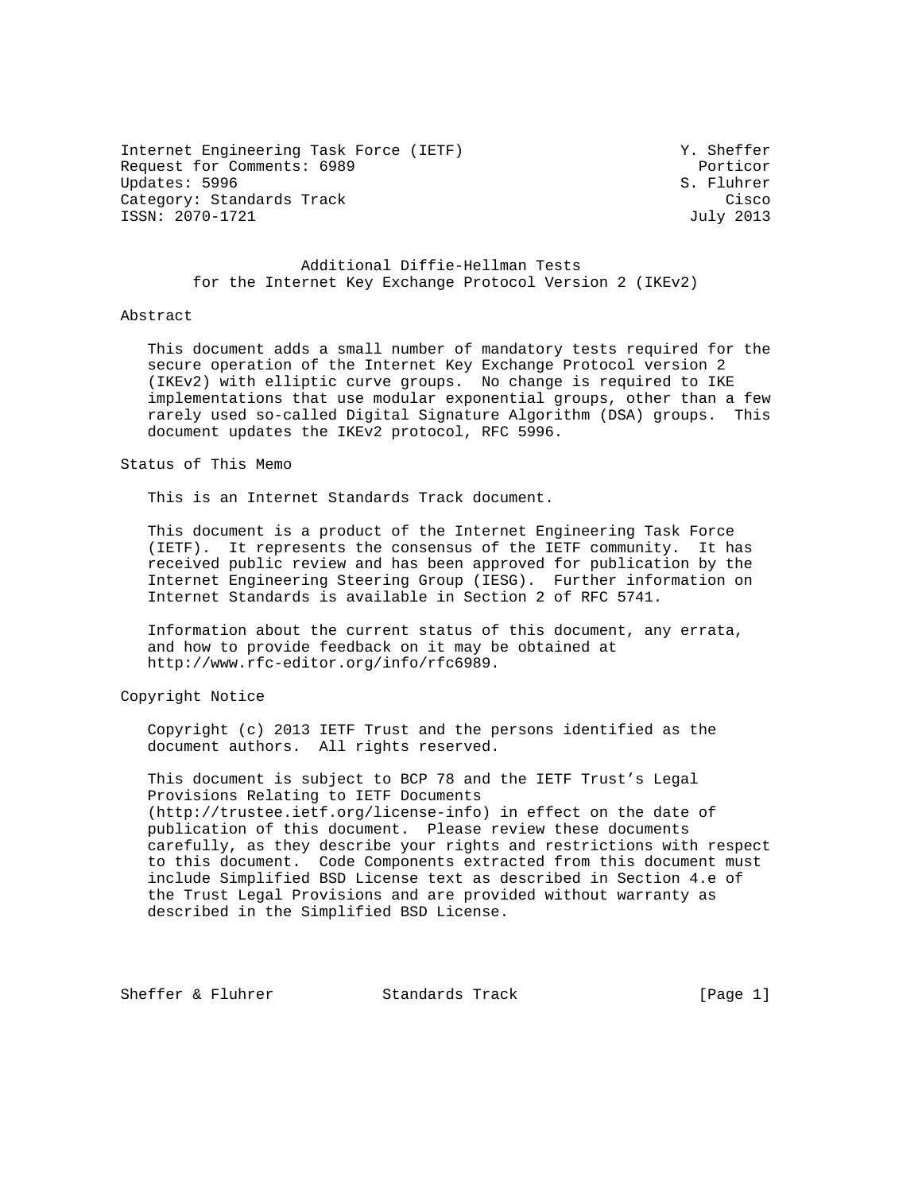Internet Engineering Task Force (IETF)  Y. Sheffer
Request for Comments: 6989  Porticor
Updates: 5996  S. Fluhrer
Category: Standards Track  Cisco
ISSN: 2070-1721  July 2013

# Additional Diffie-Hellman Tests for the Internet Key Exchange Protocol Version 2 (IKEv2)

## Abstract

This document adds a small number of mandatory tests required for the secure operation of the Internet Key Exchange Protocol version 2 (IKEv2) with elliptic curve groups. No change is required to IKE implementations that use modular exponential groups, other than a few rarely used so-called Digital Signature Algorithm (DSA) groups. This document updates the IKEv2 protocol, RFC 5996.

## Status of This Memo

This is an Internet Standards Track document.

This document is a product of the Internet Engineering Task Force (IETF). It represents the consensus of the IETF community. It has received public review and has been approved for publication by the Internet Engineering Steering Group (IESG). Further information on Internet Standards is available in Section 2 of RFC 5741.

Information about the current status of this document, any errata, and how to provide feedback on it may be obtained at http://www.rfc-editor.org/info/rfc6989.

## Copyright Notice

Copyright (c) 2013 IETF Trust and the persons identified as the document authors. All rights reserved.

This document is subject to BCP 78 and the IETF Trust's Legal Provisions Relating to IETF Documents (http://trustee.ietf.org/license-info) in effect on the date of publication of this document. Please review these documents carefully, as they describe your rights and restrictions with respect to this document. Code Components extracted from this document must include Simplified BSD License text as described in Section 4.e of the Trust Legal Provisions and are provided without warranty as described in the Simplified BSD License.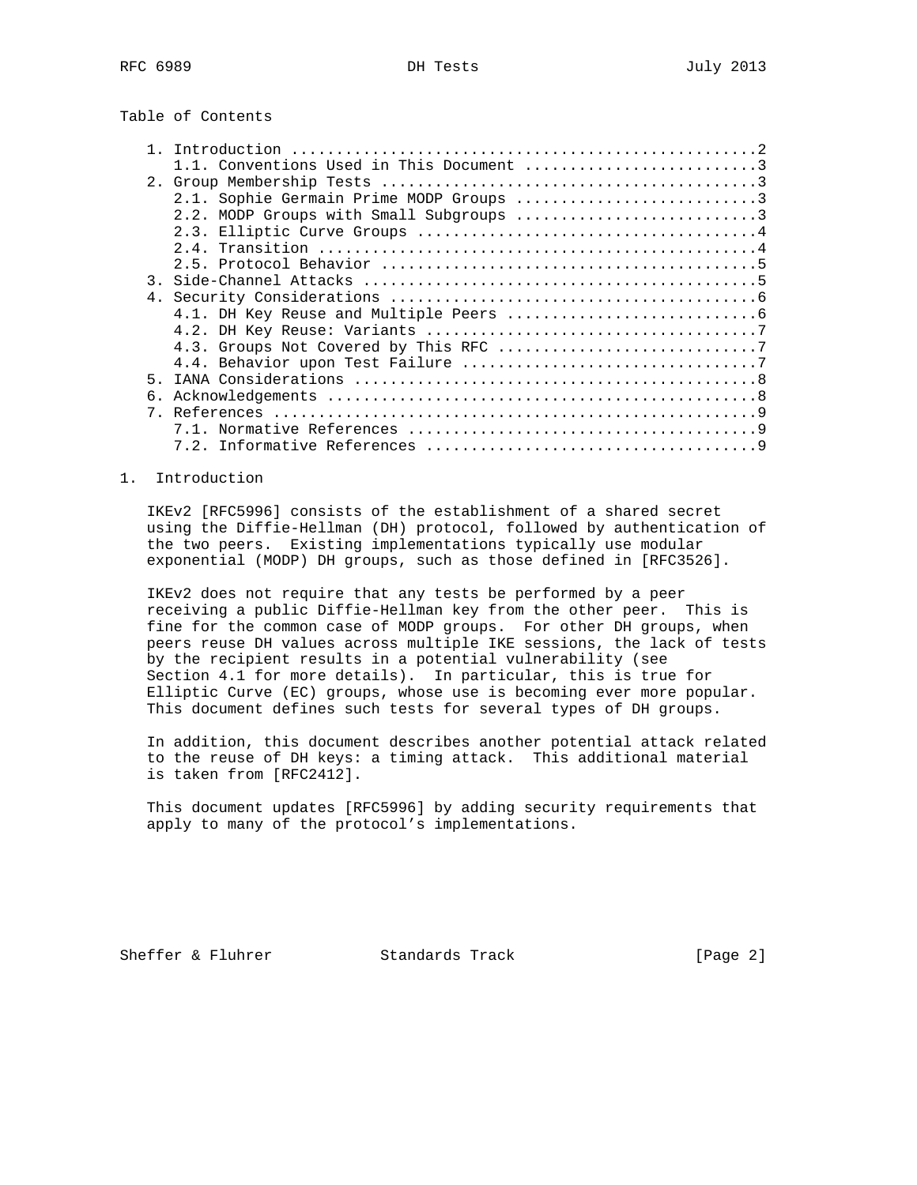## Table of Contents

1. Introduction ....................................................2
   1.1. Conventions Used in This Document ..........................3
2. Group Membership Tests ..........................................3
   2.1. Sophie Germain Prime MODP Groups ...........................3
   2.2. MODP Groups with Small Subgroups ...........................3
   2.3. Elliptic Curve Groups ......................................4
   2.4. Transition .................................................4
   2.5. Protocol Behavior ..........................................5
3. Side-Channel Attacks ............................................5
4. Security Considerations .........................................6
   4.1. DH Key Reuse and Multiple Peers ............................6
   4.2. DH Key Reuse: Variants .....................................7
   4.3. Groups Not Covered by This RFC .............................7
   4.4. Behavior upon Test Failure .................................7
5. IANA Considerations .............................................8
6. Acknowledgements ................................................8
7. References ......................................................9
   7.1. Normative References .......................................9
   7.2. Informative References .....................................9

# 1. Introduction

IKEv2 [RFC5996] consists of the establishment of a shared secret using the Diffie-Hellman (DH) protocol, followed by authentication of the two peers. Existing implementations typically use modular exponential (MODP) DH groups, such as those defined in [RFC3526].

IKEv2 does not require that any tests be performed by a peer receiving a public Diffie-Hellman key from the other peer. This is fine for the common case of MODP groups. For other DH groups, when peers reuse DH values across multiple IKE sessions, the lack of tests by the recipient results in a potential vulnerability (see Section 4.1 for more details). In particular, this is true for Elliptic Curve (EC) groups, whose use is becoming ever more popular. This document defines such tests for several types of DH groups.

In addition, this document describes another potential attack related to the reuse of DH keys: a timing attack. This additional material is taken from [RFC2412].

This document updates [RFC5996] by adding security requirements that apply to many of the protocol's implementations.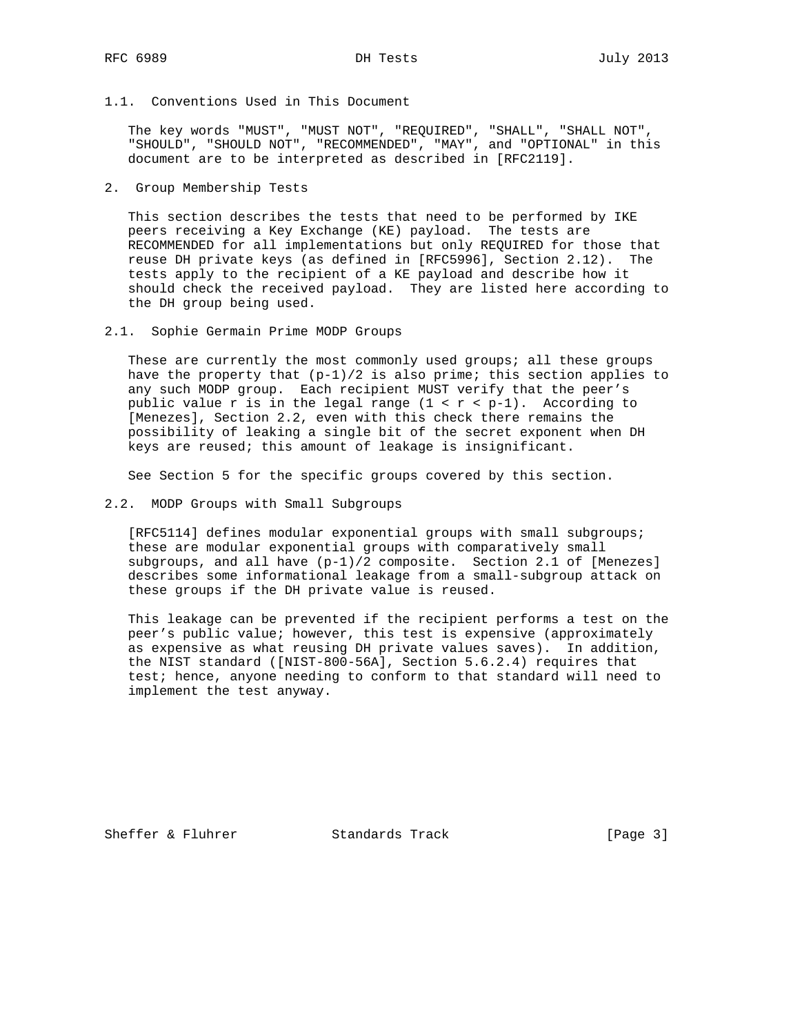### 1.1. Conventions Used in This Document

The key words "MUST", "MUST NOT", "REQUIRED", "SHALL", "SHALL NOT", "SHOULD", "SHOULD NOT", "RECOMMENDED", "MAY", and "OPTIONAL" in this document are to be interpreted as described in [RFC2119].

## 2. Group Membership Tests

This section describes the tests that need to be performed by IKE peers receiving a Key Exchange (KE) payload. The tests are RECOMMENDED for all implementations but only REQUIRED for those that reuse DH private keys (as defined in [RFC5996], Section 2.12). The tests apply to the recipient of a KE payload and describe how it should check the received payload. They are listed here according to the DH group being used.

### 2.1. Sophie Germain Prime MODP Groups

These are currently the most commonly used groups; all these groups have the property that $(p-1)/2$ is also prime; this section applies to any such MODP group. Each recipient MUST verify that the peer's public value r is in the legal range ($1 < r < p-1$). According to [Menezes], Section 2.2, even with this check there remains the possibility of leaking a single bit of the secret exponent when DH keys are reused; this amount of leakage is insignificant.

See Section 5 for the specific groups covered by this section.

### 2.2. MODP Groups with Small Subgroups

[RFC5114] defines modular exponential groups with small subgroups; these are modular exponential groups with comparatively small subgroups, and all have $(p-1)/2$ composite. Section 2.1 of [Menezes] describes some informational leakage from a small-subgroup attack on these groups if the DH private value is reused.

This leakage can be prevented if the recipient performs a test on the peer's public value; however, this test is expensive (approximately as expensive as what reusing DH private values saves). In addition, the NIST standard ([NIST-800-56A], Section 5.6.2.4) requires that test; hence, anyone needing to conform to that standard will need to implement the test anyway.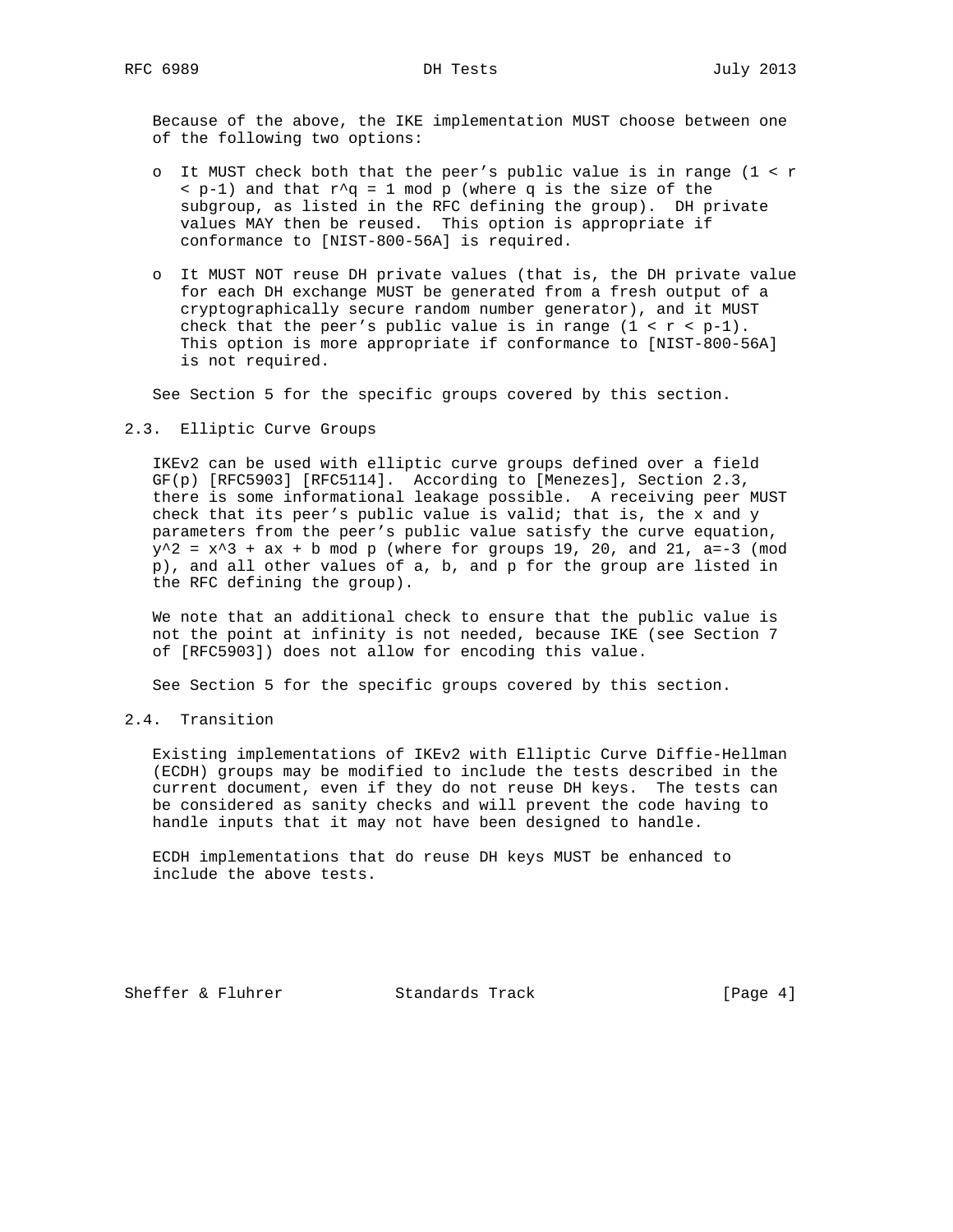Because of the above, the IKE implementation MUST choose between one of the following two options:

- It MUST check both that the peer's public value is in range ($1 < r < p-1$) and that $r^q = 1 \mod p$ (where q is the size of the subgroup, as listed in the RFC defining the group). DH private values MAY then be reused. This option is appropriate if conformance to [NIST-800-56A] is required.
- It MUST NOT reuse DH private values (that is, the DH private value for each DH exchange MUST be generated from a fresh output of a cryptographically secure random number generator), and it MUST check that the peer's public value is in range ($1 < r < p-1$). This option is more appropriate if conformance to [NIST-800-56A] is not required.

See Section 5 for the specific groups covered by this section.

## 2.3. Elliptic Curve Groups

IKEv2 can be used with elliptic curve groups defined over a field GF(p) [RFC5903] [RFC5114]. According to [Menezes], Section 2.3, there is some informational leakage possible. A receiving peer MUST check that its peer's public value is valid; that is, the x and y parameters from the peer's public value satisfy the curve equation, $y^2 = x^3 + ax + b \mod p$ (where for groups 19, 20, and 21, $a=-3 \pmod p$), and all other values of a, b, and p for the group are listed in the RFC defining the group).

We note that an additional check to ensure that the public value is not the point at infinity is not needed, because IKE (see Section 7 of [RFC5903]) does not allow for encoding this value.

See Section 5 for the specific groups covered by this section.

## 2.4. Transition

Existing implementations of IKEv2 with Elliptic Curve Diffie-Hellman (ECDH) groups may be modified to include the tests described in the current document, even if they do not reuse DH keys. The tests can be considered as sanity checks and will prevent the code having to handle inputs that it may not have been designed to handle.

ECDH implementations that do reuse DH keys MUST be enhanced to include the above tests.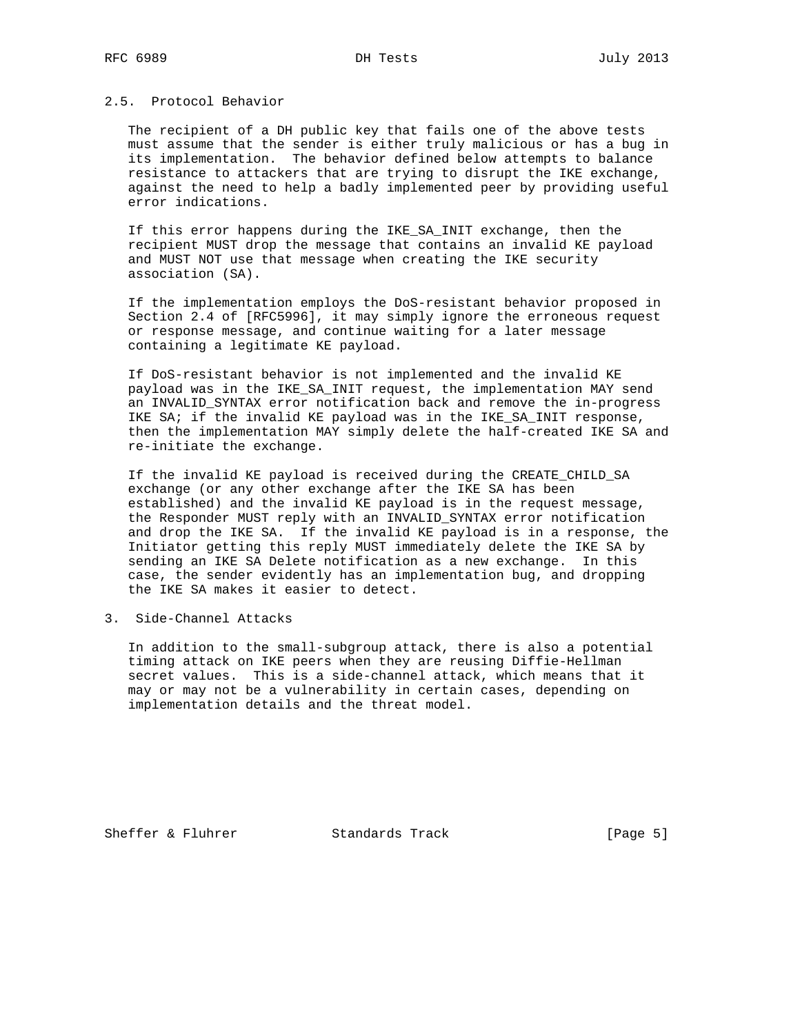### 2.5. Protocol Behavior

The recipient of a DH public key that fails one of the above tests must assume that the sender is either truly malicious or has a bug in its implementation. The behavior defined below attempts to balance resistance to attackers that are trying to disrupt the IKE exchange, against the need to help a badly implemented peer by providing useful error indications.

If this error happens during the IKE_SA_INIT exchange, then the recipient MUST drop the message that contains an invalid KE payload and MUST NOT use that message when creating the IKE security association (SA).

If the implementation employs the DoS-resistant behavior proposed in Section 2.4 of [RFC5996], it may simply ignore the erroneous request or response message, and continue waiting for a later message containing a legitimate KE payload.

If DoS-resistant behavior is not implemented and the invalid KE payload was in the IKE_SA_INIT request, the implementation MAY send an INVALID_SYNTAX error notification back and remove the in-progress IKE SA; if the invalid KE payload was in the IKE_SA_INIT response, then the implementation MAY simply delete the half-created IKE SA and re-initiate the exchange.

If the invalid KE payload is received during the CREATE_CHILD_SA exchange (or any other exchange after the IKE SA has been established) and the invalid KE payload is in the request message, the Responder MUST reply with an INVALID_SYNTAX error notification and drop the IKE SA. If the invalid KE payload is in a response, the Initiator getting this reply MUST immediately delete the IKE SA by sending an IKE SA Delete notification as a new exchange. In this case, the sender evidently has an implementation bug, and dropping the IKE SA makes it easier to detect.

## 3. Side-Channel Attacks

In addition to the small-subgroup attack, there is also a potential timing attack on IKE peers when they are reusing Diffie-Hellman secret values. This is a side-channel attack, which means that it may or may not be a vulnerability in certain cases, depending on implementation details and the threat model.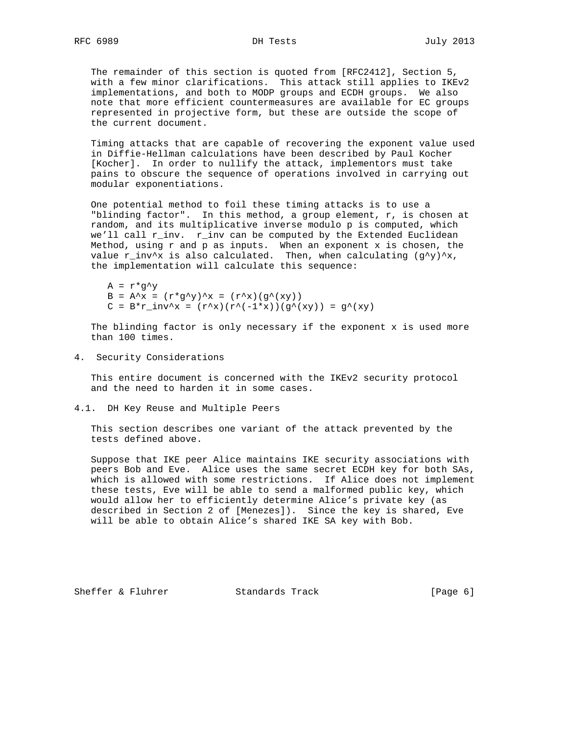The remainder of this section is quoted from [RFC2412], Section 5, with a few minor clarifications. This attack still applies to IKEv2 implementations, and both to MODP groups and ECDH groups. We also note that more efficient countermeasures are available for EC groups represented in projective form, but these are outside the scope of the current document.

Timing attacks that are capable of recovering the exponent value used in Diffie-Hellman calculations have been described by Paul Kocher [Kocher]. In order to nullify the attack, implementors must take pains to obscure the sequence of operations involved in carrying out modular exponentiations.

One potential method to foil these timing attacks is to use a "blinding factor". In this method, a group element, r, is chosen at random, and its multiplicative inverse modulo p is computed, which we'll call r_inv. r_inv can be computed by the Extended Euclidean Method, using r and p as inputs. When an exponent x is chosen, the value r_inv^x is also calculated. Then, when calculating (g^y)^x, the implementation will calculate this sequence:

```
A = r*g^y
B = A^x = (r*g^y)^x = (r^x)(g^(xy))
C = B*r_inv^x = (r^x)(r^(-1*x))(g^(xy)) = g^(xy)
```

The blinding factor is only necessary if the exponent x is used more than 100 times.

## 4. Security Considerations

This entire document is concerned with the IKEv2 security protocol and the need to harden it in some cases.

### 4.1. DH Key Reuse and Multiple Peers

This section describes one variant of the attack prevented by the tests defined above.

Suppose that IKE peer Alice maintains IKE security associations with peers Bob and Eve. Alice uses the same secret ECDH key for both SAs, which is allowed with some restrictions. If Alice does not implement these tests, Eve will be able to send a malformed public key, which would allow her to efficiently determine Alice's private key (as described in Section 2 of [Menezes]). Since the key is shared, Eve will be able to obtain Alice's shared IKE SA key with Bob.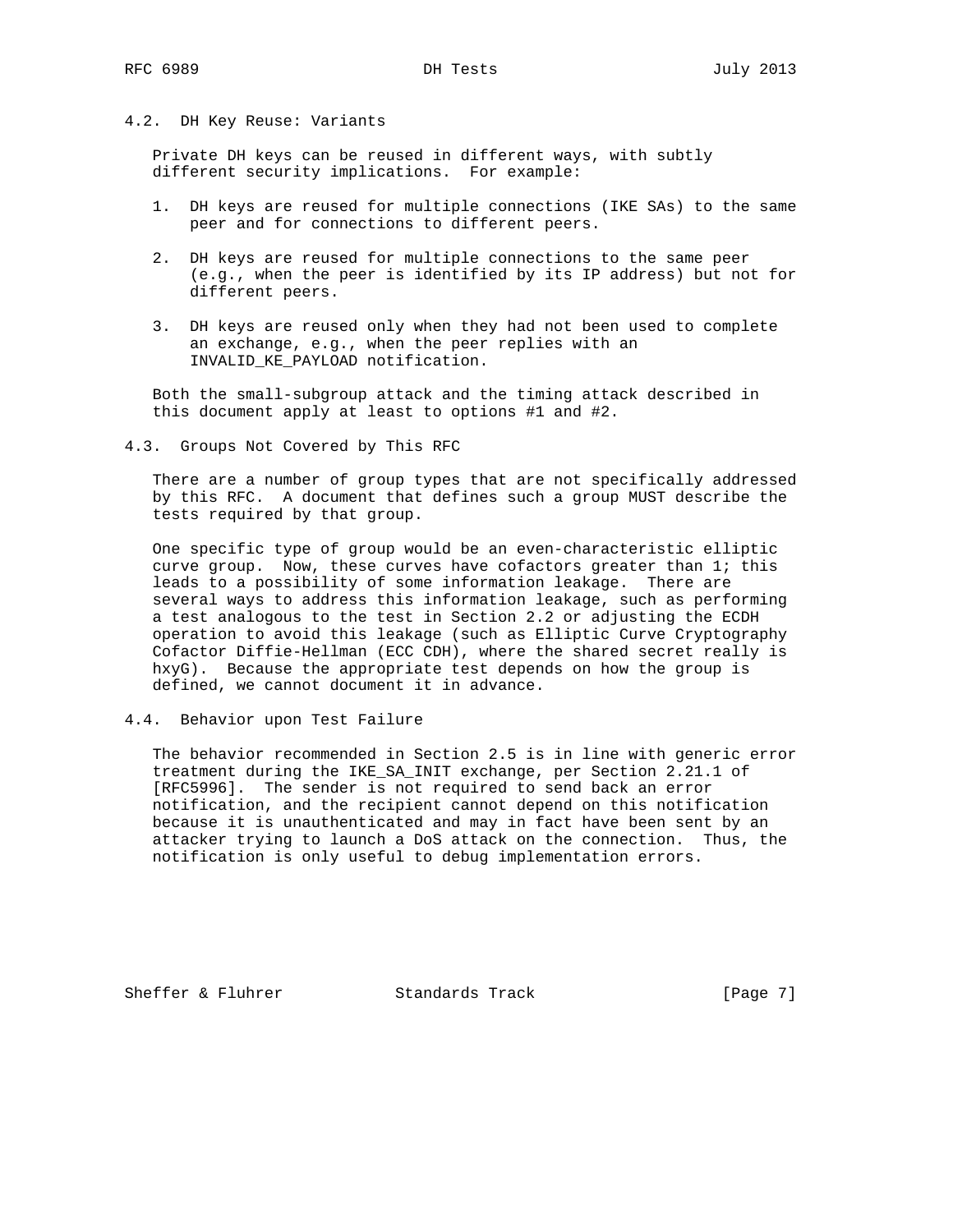## 4.2. DH Key Reuse: Variants

Private DH keys can be reused in different ways, with subtly different security implications. For example:

1. DH keys are reused for multiple connections (IKE SAs) to the same peer and for connections to different peers.

2. DH keys are reused for multiple connections to the same peer (e.g., when the peer is identified by its IP address) but not for different peers.

3. DH keys are reused only when they had not been used to complete an exchange, e.g., when the peer replies with an INVALID_KE_PAYLOAD notification.

Both the small-subgroup attack and the timing attack described in this document apply at least to options #1 and #2.

## 4.3. Groups Not Covered by This RFC

There are a number of group types that are not specifically addressed by this RFC. A document that defines such a group MUST describe the tests required by that group.

One specific type of group would be an even-characteristic elliptic curve group. Now, these curves have cofactors greater than 1; this leads to a possibility of some information leakage. There are several ways to address this information leakage, such as performing a test analogous to the test in Section 2.2 or adjusting the ECDH operation to avoid this leakage (such as Elliptic Curve Cryptography Cofactor Diffie-Hellman (ECC CDH), where the shared secret really is hxyG). Because the appropriate test depends on how the group is defined, we cannot document it in advance.

## 4.4. Behavior upon Test Failure

The behavior recommended in Section 2.5 is in line with generic error treatment during the IKE_SA_INIT exchange, per Section 2.21.1 of [RFC5996]. The sender is not required to send back an error notification, and the recipient cannot depend on this notification because it is unauthenticated and may in fact have been sent by an attacker trying to launch a DoS attack on the connection. Thus, the notification is only useful to debug implementation errors.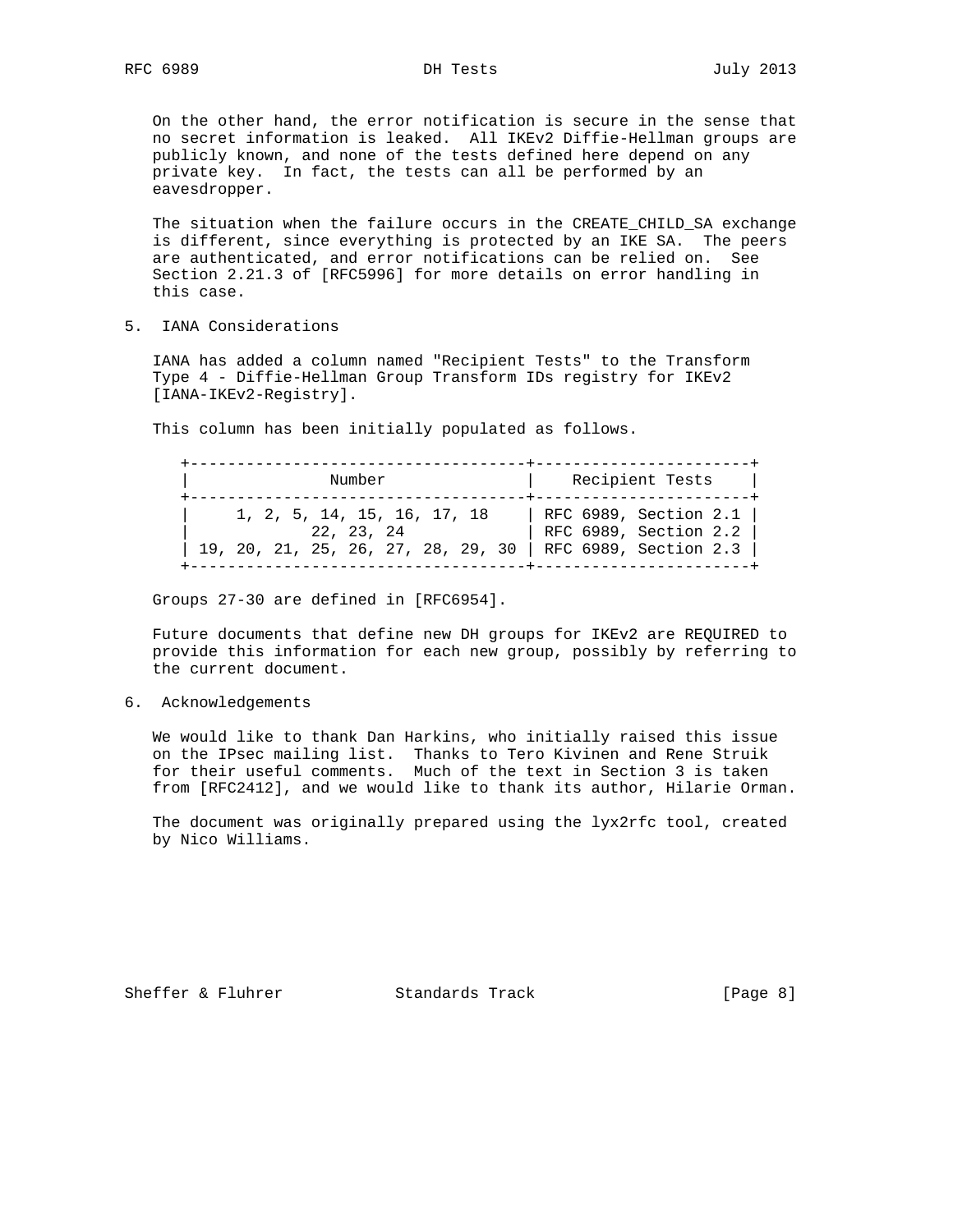On the other hand, the error notification is secure in the sense that no secret information is leaked. All IKEv2 Diffie-Hellman groups are publicly known, and none of the tests defined here depend on any private key. In fact, the tests can all be performed by an eavesdropper.

The situation when the failure occurs in the CREATE_CHILD_SA exchange is different, since everything is protected by an IKE SA. The peers are authenticated, and error notifications can be relied on. See Section 2.21.3 of [RFC5996] for more details on error handling in this case.

## 5. IANA Considerations

IANA has added a column named "Recipient Tests" to the Transform Type 4 - Diffie-Hellman Group Transform IDs registry for IKEv2 [IANA-IKEv2-Registry].

This column has been initially populated as follows.

| Number | Recipient Tests |
|---|---|
| 1, 2, 5, 14, 15, 16, 17, 18 | RFC 6989, Section 2.1 |
| 22, 23, 24 | RFC 6989, Section 2.2 |
| 19, 20, 21, 25, 26, 27, 28, 29, 30 | RFC 6989, Section 2.3 |

Groups 27-30 are defined in [RFC6954].

Future documents that define new DH groups for IKEv2 are REQUIRED to provide this information for each new group, possibly by referring to the current document.

## 6. Acknowledgements

We would like to thank Dan Harkins, who initially raised this issue on the IPsec mailing list. Thanks to Tero Kivinen and Rene Struik for their useful comments. Much of the text in Section 3 is taken from [RFC2412], and we would like to thank its author, Hilarie Orman.

The document was originally prepared using the lyx2rfc tool, created by Nico Williams.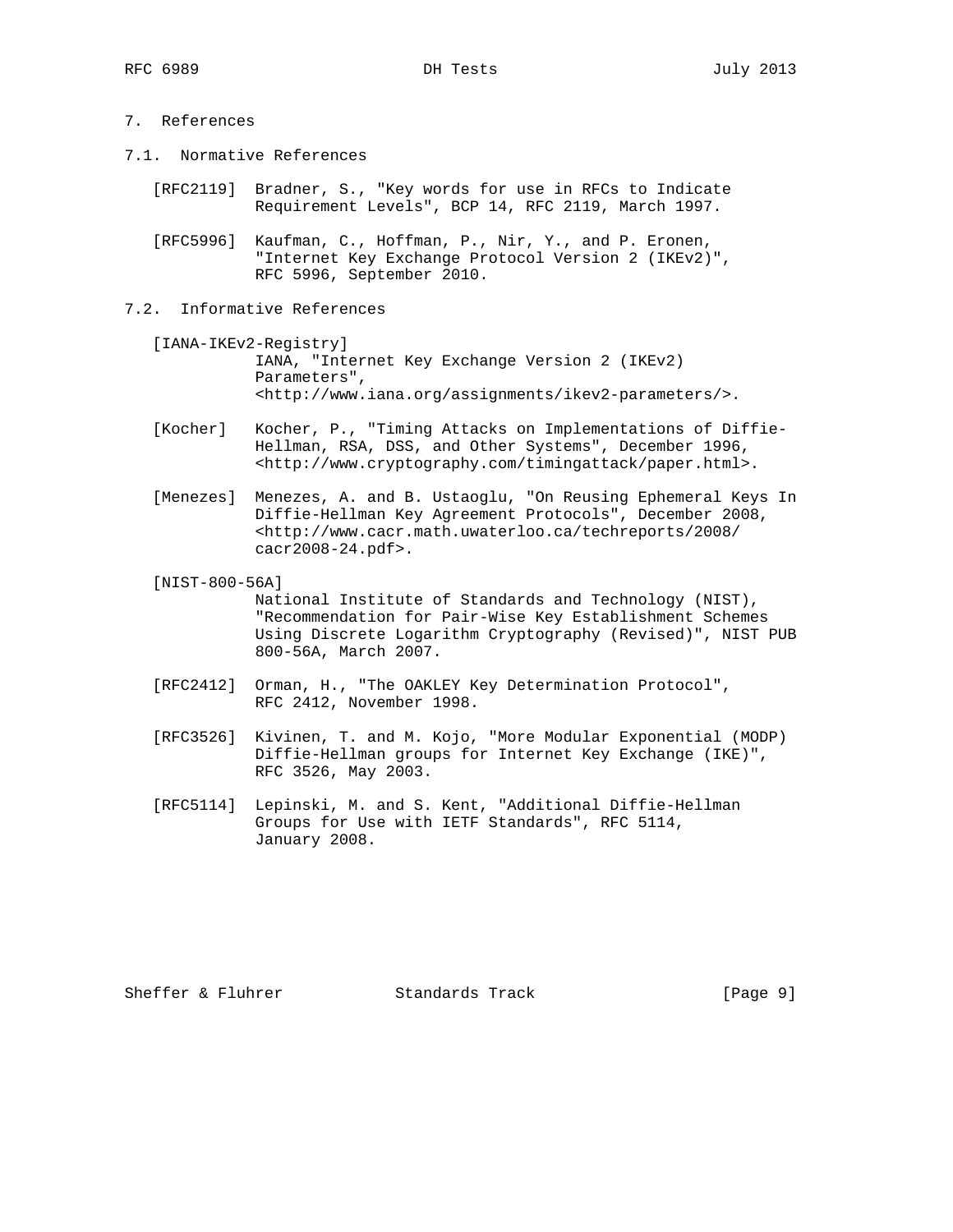# 7. References

## 7.1. Normative References

[RFC2119] Bradner, S., "Key words for use in RFCs to Indicate Requirement Levels", BCP 14, RFC 2119, March 1997.

[RFC5996] Kaufman, C., Hoffman, P., Nir, Y., and P. Eronen, "Internet Key Exchange Protocol Version 2 (IKEv2)", RFC 5996, September 2010.

## 7.2. Informative References

[IANA-IKEv2-Registry] IANA, "Internet Key Exchange Version 2 (IKEv2) Parameters", <http://www.iana.org/assignments/ikev2-parameters/>.

[Kocher] Kocher, P., "Timing Attacks on Implementations of Diffie-Hellman, RSA, DSS, and Other Systems", December 1996, <http://www.cryptography.com/timingattack/paper.html>.

[Menezes] Menezes, A. and B. Ustaoglu, "On Reusing Ephemeral Keys In Diffie-Hellman Key Agreement Protocols", December 2008, <http://www.cacr.math.uwaterloo.ca/techreports/2008/cacr2008-24.pdf>.

[NIST-800-56A] National Institute of Standards and Technology (NIST), "Recommendation for Pair-Wise Key Establishment Schemes Using Discrete Logarithm Cryptography (Revised)", NIST PUB 800-56A, March 2007.

[RFC2412] Orman, H., "The OAKLEY Key Determination Protocol", RFC 2412, November 1998.

[RFC3526] Kivinen, T. and M. Kojo, "More Modular Exponential (MODP) Diffie-Hellman groups for Internet Key Exchange (IKE)", RFC 3526, May 2003.

[RFC5114] Lepinski, M. and S. Kent, "Additional Diffie-Hellman Groups for Use with IETF Standards", RFC 5114, January 2008.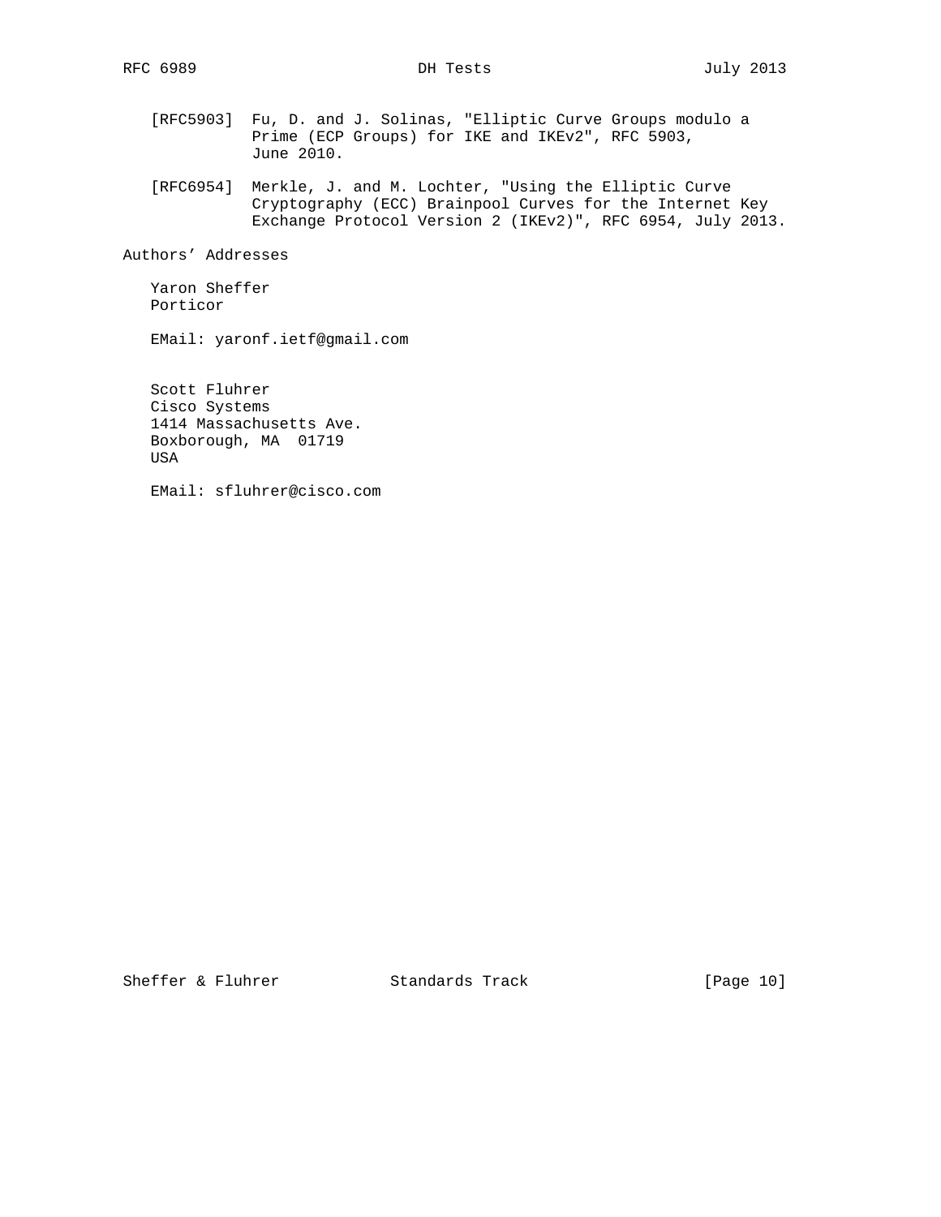[RFC5903] Fu, D. and J. Solinas, "Elliptic Curve Groups modulo a Prime (ECP Groups) for IKE and IKEv2", RFC 5903, June 2010.

[RFC6954] Merkle, J. and M. Lochter, "Using the Elliptic Curve Cryptography (ECC) Brainpool Curves for the Internet Key Exchange Protocol Version 2 (IKEv2)", RFC 6954, July 2013.

## Authors' Addresses

Yaron Sheffer
Porticor

EMail: yaronf.ietf@gmail.com

Scott Fluhrer
Cisco Systems
1414 Massachusetts Ave.
Boxborough, MA 01719
USA

EMail: sfluhrer@cisco.com